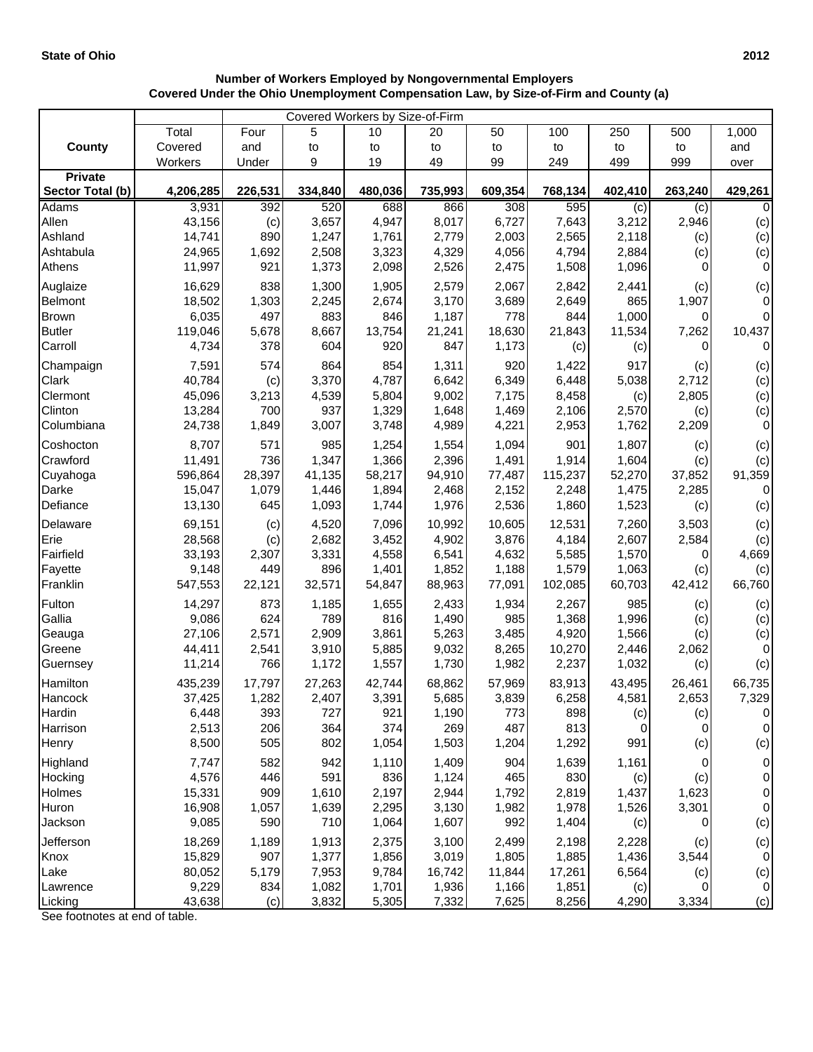**State of Ohio** **2012**

**Number of Workers Employed by Nongovernmental Employers**
**Covered Under the Ohio Unemployment Compensation Law, by Size-of-Firm and County (a)**

| | | Covered Workers by Size-of-Firm | | | | | | | | |
|---|---|---|---|---|---|---|---|---|---|---|
| **County** | Total Covered Workers | Four and Under | 5 to 9 | 10 to 19 | 20 to 49 | 50 to 99 | 100 to 249 | 250 to 499 | 500 to 999 | 1,000 and over |
| **Private Sector Total (b)** | **4,206,285** | **226,531** | **334,840** | **480,036** | **735,993** | **609,354** | **768,134** | **402,410** | **263,240** | **429,261** |
| Adams | 3,931 | 392 | 520 | 688 | 866 | 308 | 595 | (c) | (c) | 0 |
| Allen | 43,156 | (c) | 3,657 | 4,947 | 8,017 | 6,727 | 7,643 | 3,212 | 2,946 | (c) |
| Ashland | 14,741 | 890 | 1,247 | 1,761 | 2,779 | 2,003 | 2,565 | 2,118 | (c) | (c) |
| Ashtabula | 24,965 | 1,692 | 2,508 | 3,323 | 4,329 | 4,056 | 4,794 | 2,884 | (c) | (c) |
| Athens | 11,997 | 921 | 1,373 | 2,098 | 2,526 | 2,475 | 1,508 | 1,096 | 0 | 0 |
| Auglaize | 16,629 | 838 | 1,300 | 1,905 | 2,579 | 2,067 | 2,842 | 2,441 | (c) | (c) |
| Belmont | 18,502 | 1,303 | 2,245 | 2,674 | 3,170 | 3,689 | 2,649 | 865 | 1,907 | 0 |
| Brown | 6,035 | 497 | 883 | 846 | 1,187 | 778 | 844 | 1,000 | 0 | 0 |
| Butler | 119,046 | 5,678 | 8,667 | 13,754 | 21,241 | 18,630 | 21,843 | 11,534 | 7,262 | 10,437 |
| Carroll | 4,734 | 378 | 604 | 920 | 847 | 1,173 | (c) | (c) | 0 | 0 |
| Champaign | 7,591 | 574 | 864 | 854 | 1,311 | 920 | 1,422 | 917 | (c) | (c) |
| Clark | 40,784 | (c) | 3,370 | 4,787 | 6,642 | 6,349 | 6,448 | 5,038 | 2,712 | (c) |
| Clermont | 45,096 | 3,213 | 4,539 | 5,804 | 9,002 | 7,175 | 8,458 | (c) | 2,805 | (c) |
| Clinton | 13,284 | 700 | 937 | 1,329 | 1,648 | 1,469 | 2,106 | 2,570 | (c) | (c) |
| Columbiana | 24,738 | 1,849 | 3,007 | 3,748 | 4,989 | 4,221 | 2,953 | 1,762 | 2,209 | 0 |
| Coshocton | 8,707 | 571 | 985 | 1,254 | 1,554 | 1,094 | 901 | 1,807 | (c) | (c) |
| Crawford | 11,491 | 736 | 1,347 | 1,366 | 2,396 | 1,491 | 1,914 | 1,604 | (c) | (c) |
| Cuyahoga | 596,864 | 28,397 | 41,135 | 58,217 | 94,910 | 77,487 | 115,237 | 52,270 | 37,852 | 91,359 |
| Darke | 15,047 | 1,079 | 1,446 | 1,894 | 2,468 | 2,152 | 2,248 | 1,475 | 2,285 | 0 |
| Defiance | 13,130 | 645 | 1,093 | 1,744 | 1,976 | 2,536 | 1,860 | 1,523 | (c) | (c) |
| Delaware | 69,151 | (c) | 4,520 | 7,096 | 10,992 | 10,605 | 12,531 | 7,260 | 3,503 | (c) |
| Erie | 28,568 | (c) | 2,682 | 3,452 | 4,902 | 3,876 | 4,184 | 2,607 | 2,584 | (c) |
| Fairfield | 33,193 | 2,307 | 3,331 | 4,558 | 6,541 | 4,632 | 5,585 | 1,570 | 0 | 4,669 |
| Fayette | 9,148 | 449 | 896 | 1,401 | 1,852 | 1,188 | 1,579 | 1,063 | (c) | (c) |
| Franklin | 547,553 | 22,121 | 32,571 | 54,847 | 88,963 | 77,091 | 102,085 | 60,703 | 42,412 | 66,760 |
| Fulton | 14,297 | 873 | 1,185 | 1,655 | 2,433 | 1,934 | 2,267 | 985 | (c) | (c) |
| Gallia | 9,086 | 624 | 789 | 816 | 1,490 | 985 | 1,368 | 1,996 | (c) | (c) |
| Geauga | 27,106 | 2,571 | 2,909 | 3,861 | 5,263 | 3,485 | 4,920 | 1,566 | (c) | (c) |
| Greene | 44,411 | 2,541 | 3,910 | 5,885 | 9,032 | 8,265 | 10,270 | 2,446 | 2,062 | 0 |
| Guernsey | 11,214 | 766 | 1,172 | 1,557 | 1,730 | 1,982 | 2,237 | 1,032 | (c) | (c) |
| Hamilton | 435,239 | 17,797 | 27,263 | 42,744 | 68,862 | 57,969 | 83,913 | 43,495 | 26,461 | 66,735 |
| Hancock | 37,425 | 1,282 | 2,407 | 3,391 | 5,685 | 3,839 | 6,258 | 4,581 | 2,653 | 7,329 |
| Hardin | 6,448 | 393 | 727 | 921 | 1,190 | 773 | 898 | (c) | (c) | 0 |
| Harrison | 2,513 | 206 | 364 | 374 | 269 | 487 | 813 | 0 | 0 | 0 |
| Henry | 8,500 | 505 | 802 | 1,054 | 1,503 | 1,204 | 1,292 | 991 | (c) | (c) |
| Highland | 7,747 | 582 | 942 | 1,110 | 1,409 | 904 | 1,639 | 1,161 | 0 | 0 |
| Hocking | 4,576 | 446 | 591 | 836 | 1,124 | 465 | 830 | (c) | (c) | 0 |
| Holmes | 15,331 | 909 | 1,610 | 2,197 | 2,944 | 1,792 | 2,819 | 1,437 | 1,623 | 0 |
| Huron | 16,908 | 1,057 | 1,639 | 2,295 | 3,130 | 1,982 | 1,978 | 1,526 | 3,301 | 0 |
| Jackson | 9,085 | 590 | 710 | 1,064 | 1,607 | 992 | 1,404 | (c) | 0 | (c) |
| Jefferson | 18,269 | 1,189 | 1,913 | 2,375 | 3,100 | 2,499 | 2,198 | 2,228 | (c) | (c) |
| Knox | 15,829 | 907 | 1,377 | 1,856 | 3,019 | 1,805 | 1,885 | 1,436 | 3,544 | 0 |
| Lake | 80,052 | 5,179 | 7,953 | 9,784 | 16,742 | 11,844 | 17,261 | 6,564 | (c) | (c) |
| Lawrence | 9,229 | 834 | 1,082 | 1,701 | 1,936 | 1,166 | 1,851 | (c) | 0 | 0 |
| Licking | 43,638 | (c) | 3,832 | 5,305 | 7,332 | 7,625 | 8,256 | 4,290 | 3,334 | (c) |

See footnotes at end of table.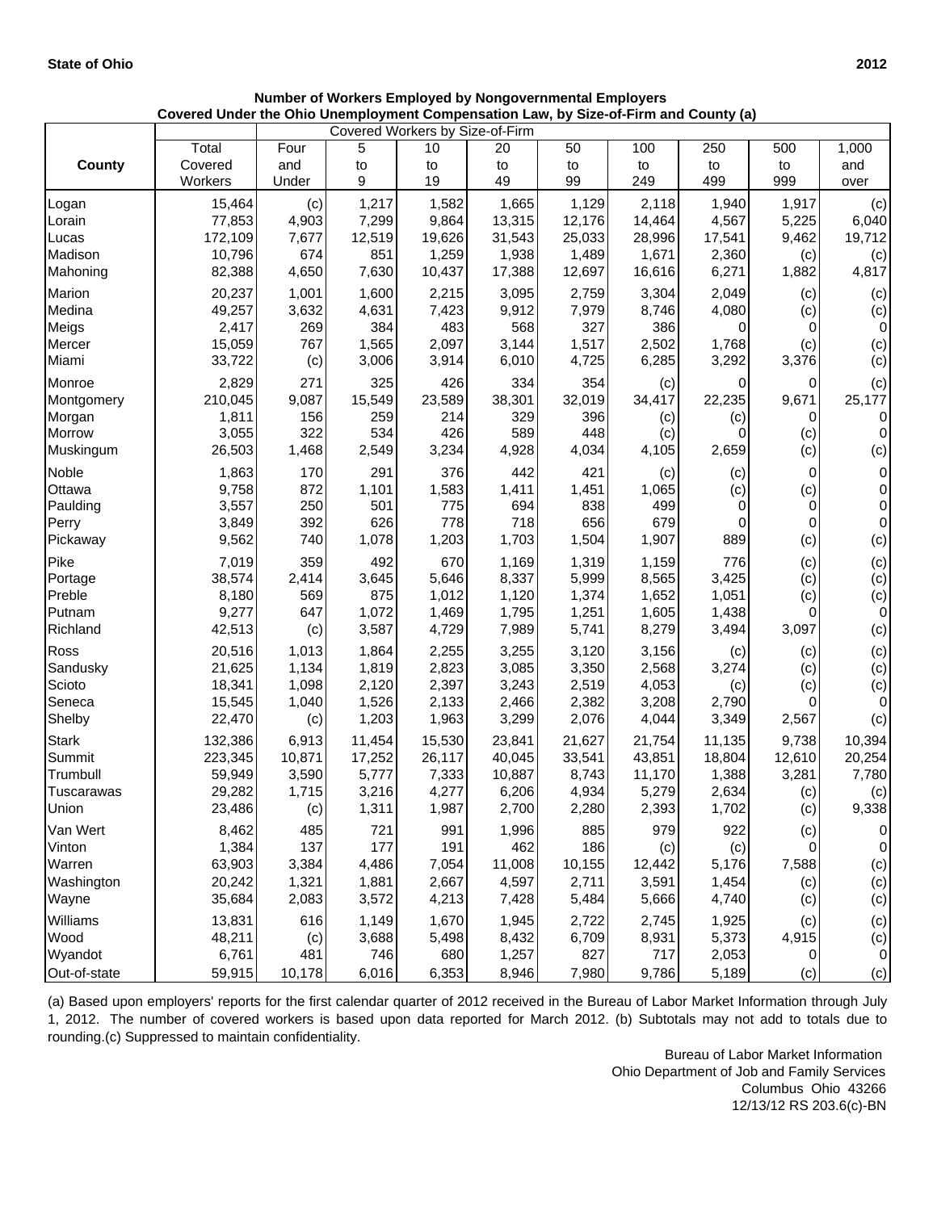**Number of Workers Employed by Nongovernmental Employers Covered Under the Ohio Unemployment Compensation Law, by Size-of-Firm and County (a)**

| County | Total Covered Workers | Covered Workers by Size-of-Firm | | | | | | | | |
|---|---|---|---|---|---|---|---|---|---|---|
| | | Four and Under | 5 to 9 | 10 to 19 | 20 to 49 | 50 to 99 | 100 to 249 | 250 to 499 | 500 to 999 | 1,000 and over |
| Logan | 15,464 | (c) | 1,217 | 1,582 | 1,665 | 1,129 | 2,118 | 1,940 | 1,917 | (c) |
| Lorain | 77,853 | 4,903 | 7,299 | 9,864 | 13,315 | 12,176 | 14,464 | 4,567 | 5,225 | 6,040 |
| Lucas | 172,109 | 7,677 | 12,519 | 19,626 | 31,543 | 25,033 | 28,996 | 17,541 | 9,462 | 19,712 |
| Madison | 10,796 | 674 | 851 | 1,259 | 1,938 | 1,489 | 1,671 | 2,360 | (c) | (c) |
| Mahoning | 82,388 | 4,650 | 7,630 | 10,437 | 17,388 | 12,697 | 16,616 | 6,271 | 1,882 | 4,817 |
| Marion | 20,237 | 1,001 | 1,600 | 2,215 | 3,095 | 2,759 | 3,304 | 2,049 | (c) | (c) |
| Medina | 49,257 | 3,632 | 4,631 | 7,423 | 9,912 | 7,979 | 8,746 | 4,080 | (c) | (c) |
| Meigs | 2,417 | 269 | 384 | 483 | 568 | 327 | 386 | 0 | 0 | 0 |
| Mercer | 15,059 | 767 | 1,565 | 2,097 | 3,144 | 1,517 | 2,502 | 1,768 | (c) | (c) |
| Miami | 33,722 | (c) | 3,006 | 3,914 | 6,010 | 4,725 | 6,285 | 3,292 | 3,376 | (c) |
| Monroe | 2,829 | 271 | 325 | 426 | 334 | 354 | (c) | 0 | 0 | (c) |
| Montgomery | 210,045 | 9,087 | 15,549 | 23,589 | 38,301 | 32,019 | 34,417 | 22,235 | 9,671 | 25,177 |
| Morgan | 1,811 | 156 | 259 | 214 | 329 | 396 | (c) | (c) | 0 | 0 |
| Morrow | 3,055 | 322 | 534 | 426 | 589 | 448 | (c) | 0 | (c) | 0 |
| Muskingum | 26,503 | 1,468 | 2,549 | 3,234 | 4,928 | 4,034 | 4,105 | 2,659 | (c) | (c) |
| Noble | 1,863 | 170 | 291 | 376 | 442 | 421 | (c) | (c) | 0 | 0 |
| Ottawa | 9,758 | 872 | 1,101 | 1,583 | 1,411 | 1,451 | 1,065 | (c) | (c) | 0 |
| Paulding | 3,557 | 250 | 501 | 775 | 694 | 838 | 499 | 0 | 0 | 0 |
| Perry | 3,849 | 392 | 626 | 778 | 718 | 656 | 679 | 0 | 0 | 0 |
| Pickaway | 9,562 | 740 | 1,078 | 1,203 | 1,703 | 1,504 | 1,907 | 889 | (c) | (c) |
| Pike | 7,019 | 359 | 492 | 670 | 1,169 | 1,319 | 1,159 | 776 | (c) | (c) |
| Portage | 38,574 | 2,414 | 3,645 | 5,646 | 8,337 | 5,999 | 8,565 | 3,425 | (c) | (c) |
| Preble | 8,180 | 569 | 875 | 1,012 | 1,120 | 1,374 | 1,652 | 1,051 | (c) | (c) |
| Putnam | 9,277 | 647 | 1,072 | 1,469 | 1,795 | 1,251 | 1,605 | 1,438 | 0 | 0 |
| Richland | 42,513 | (c) | 3,587 | 4,729 | 7,989 | 5,741 | 8,279 | 3,494 | 3,097 | (c) |
| Ross | 20,516 | 1,013 | 1,864 | 2,255 | 3,255 | 3,120 | 3,156 | (c) | (c) | (c) |
| Sandusky | 21,625 | 1,134 | 1,819 | 2,823 | 3,085 | 3,350 | 2,568 | 3,274 | (c) | (c) |
| Scioto | 18,341 | 1,098 | 2,120 | 2,397 | 3,243 | 2,519 | 4,053 | (c) | (c) | (c) |
| Seneca | 15,545 | 1,040 | 1,526 | 2,133 | 2,466 | 2,382 | 3,208 | 2,790 | 0 | 0 |
| Shelby | 22,470 | (c) | 1,203 | 1,963 | 3,299 | 2,076 | 4,044 | 3,349 | 2,567 | (c) |
| Stark | 132,386 | 6,913 | 11,454 | 15,530 | 23,841 | 21,627 | 21,754 | 11,135 | 9,738 | 10,394 |
| Summit | 223,345 | 10,871 | 17,252 | 26,117 | 40,045 | 33,541 | 43,851 | 18,804 | 12,610 | 20,254 |
| Trumbull | 59,949 | 3,590 | 5,777 | 7,333 | 10,887 | 8,743 | 11,170 | 1,388 | 3,281 | 7,780 |
| Tuscarawas | 29,282 | 1,715 | 3,216 | 4,277 | 6,206 | 4,934 | 5,279 | 2,634 | (c) | (c) |
| Union | 23,486 | (c) | 1,311 | 1,987 | 2,700 | 2,280 | 2,393 | 1,702 | (c) | 9,338 |
| Van Wert | 8,462 | 485 | 721 | 991 | 1,996 | 885 | 979 | 922 | (c) | 0 |
| Vinton | 1,384 | 137 | 177 | 191 | 462 | 186 | (c) | (c) | 0 | 0 |
| Warren | 63,903 | 3,384 | 4,486 | 7,054 | 11,008 | 10,155 | 12,442 | 5,176 | 7,588 | (c) |
| Washington | 20,242 | 1,321 | 1,881 | 2,667 | 4,597 | 2,711 | 3,591 | 1,454 | (c) | (c) |
| Wayne | 35,684 | 2,083 | 3,572 | 4,213 | 7,428 | 5,484 | 5,666 | 4,740 | (c) | (c) |
| Williams | 13,831 | 616 | 1,149 | 1,670 | 1,945 | 2,722 | 2,745 | 1,925 | (c) | (c) |
| Wood | 48,211 | (c) | 3,688 | 5,498 | 8,432 | 6,709 | 8,931 | 5,373 | 4,915 | (c) |
| Wyandot | 6,761 | 481 | 746 | 680 | 1,257 | 827 | 717 | 2,053 | 0 | 0 |
| Out-of-state | 59,915 | 10,178 | 6,016 | 6,353 | 8,946 | 7,980 | 9,786 | 5,189 | (c) | (c) |

(a) Based upon employers' reports for the first calendar quarter of 2012 received in the Bureau of Labor Market Information through July 1, 2012. The number of covered workers is based upon data reported for March 2012. (b) Subtotals may not add to totals due to rounding.(c) Suppressed to maintain confidentiality.

Bureau of Labor Market Information
Ohio Department of Job and Family Services
Columbus Ohio 43266
12/13/12 RS 203.6(c)-BN